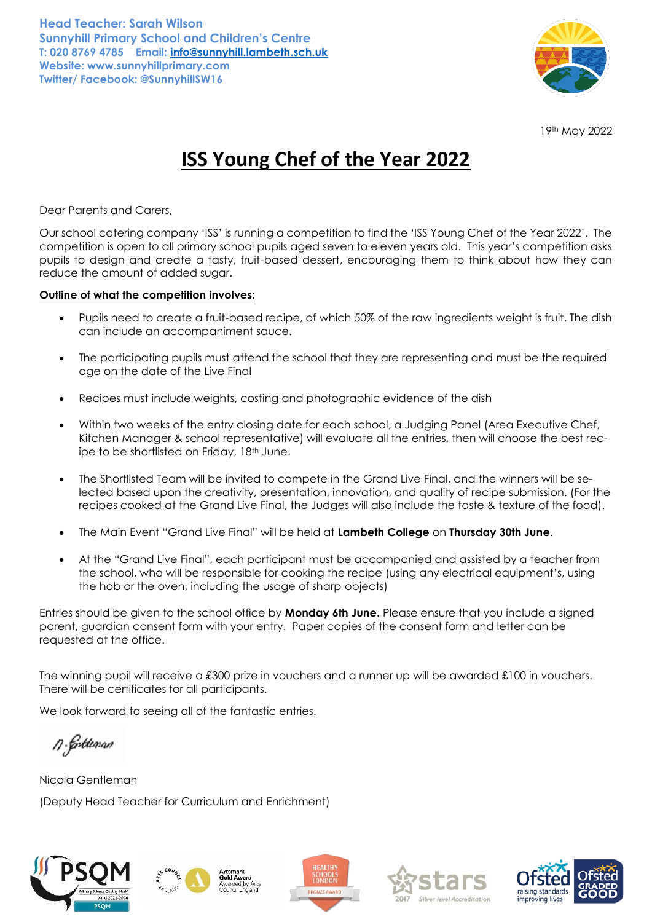**Head Teacher: Sarah Wilson**
**Sunnyhill Primary School and Children's Centre**
**T: 020 8769 4785 Email: info@sunnyhill.lambeth.sch.uk**
**Website: www.sunnyhillprimary.com**
**Twitter/ Facebook: @SunnyhillSW16**

19th May 2022

# ISS Young Chef of the Year 2022

Dear Parents and Carers,

Our school catering company 'ISS' is running a competition to find the 'ISS Young Chef of the Year 2022'. The competition is open to all primary school pupils aged seven to eleven years old. This year's competition asks pupils to design and create a tasty, fruit-based dessert, encouraging them to think about how they can reduce the amount of added sugar.

**Outline of what the competition involves:**

- Pupils need to create a fruit-based recipe, of which 50% of the raw ingredients weight is fruit. The dish can include an accompaniment sauce.
- The participating pupils must attend the school that they are representing and must be the required age on the date of the Live Final
- Recipes must include weights, costing and photographic evidence of the dish
- Within two weeks of the entry closing date for each school, a Judging Panel (Area Executive Chef, Kitchen Manager & school representative) will evaluate all the entries, then will choose the best recipe to be shortlisted on Friday, 18th June.
- The Shortlisted Team will be invited to compete in the Grand Live Final, and the winners will be selected based upon the creativity, presentation, innovation, and quality of recipe submission. (For the recipes cooked at the Grand Live Final, the Judges will also include the taste & texture of the food).
- The Main Event "Grand Live Final" will be held at **Lambeth College** on **Thursday 30th June**.
- At the "Grand Live Final", each participant must be accompanied and assisted by a teacher from the school, who will be responsible for cooking the recipe (using any electrical equipment's, using the hob or the oven, including the usage of sharp objects)

Entries should be given to the school office by **Monday 6th June.** Please ensure that you include a signed parent, guardian consent form with your entry. Paper copies of the consent form and letter can be requested at the office.

The winning pupil will receive a £300 prize in vouchers and a runner up will be awarded £100 in vouchers. There will be certificates for all participants.

We look forward to seeing all of the fantastic entries.

N. Gentleman

Nicola Gentleman

(Deputy Head Teacher for Curriculum and Enrichment)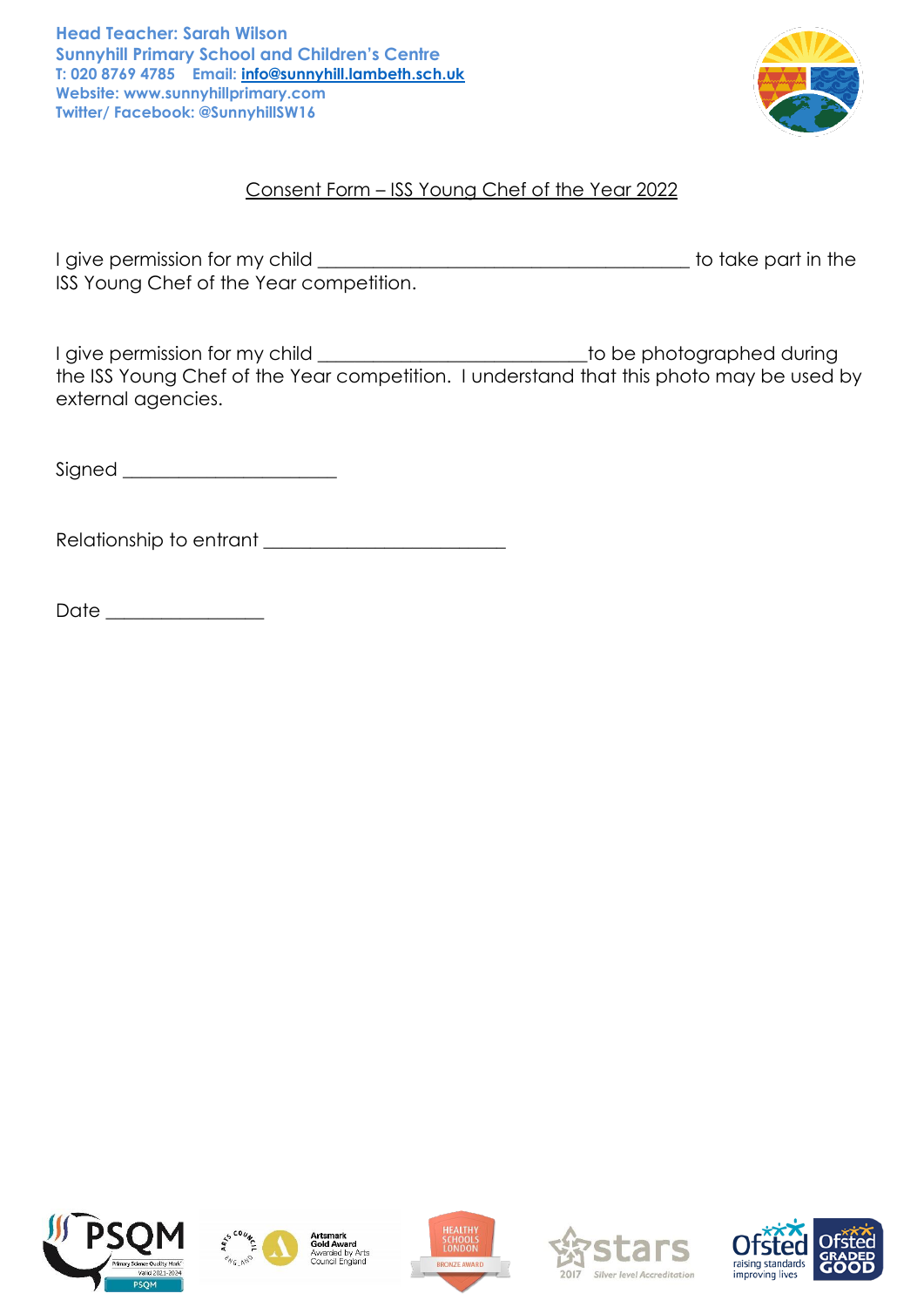Head Teacher: Sarah Wilson
Sunnyhill Primary School and Children's Centre
T: 020 8769 4785 Email: info@sunnyhill.lambeth.sch.uk
Website: www.sunnyhillprimary.com
Twitter/ Facebook: @SunnyhillSW16

Consent Form – ISS Young Chef of the Year 2022

I give permission for my child ________________________________________ to take part in the ISS Young Chef of the Year competition.

I give permission for my child ____________________________to be photographed during the ISS Young Chef of the Year competition. I understand that this photo may be used by external agencies.

Signed ______________________

Relationship to entrant _________________________

Date ________________